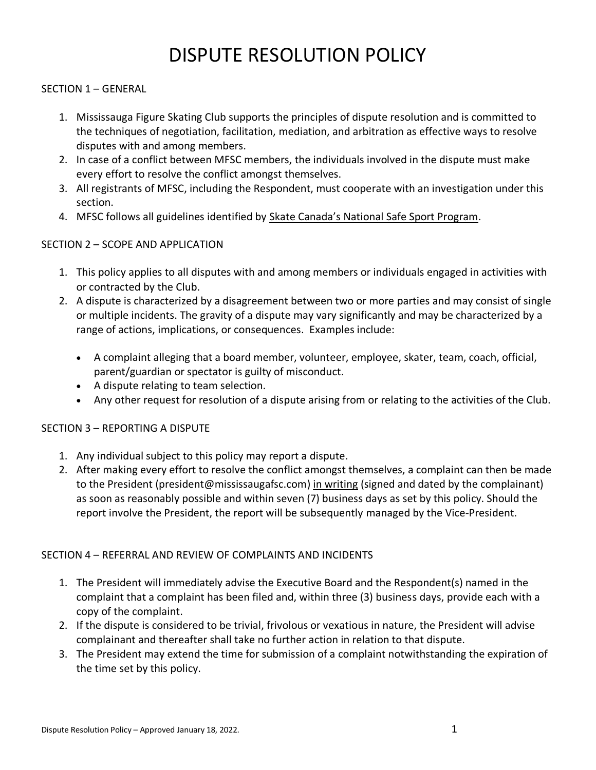# DISPUTE RESOLUTION POLICY

## SECTION 1 – GENERAL

1. Mississauga Figure Skating Club supports the principles of dispute resolution and is committed to the techniques of negotiation, facilitation, mediation, and arbitration as effective ways to resolve disputes with and among members.
2. In case of a conflict between MFSC members, the individuals involved in the dispute must make every effort to resolve the conflict amongst themselves.
3. All registrants of MFSC, including the Respondent, must cooperate with an investigation under this section.
4. MFSC follows all guidelines identified by Skate Canada's National Safe Sport Program.

## SECTION 2 – SCOPE AND APPLICATION

1. This policy applies to all disputes with and among members or individuals engaged in activities with or contracted by the Club.
2. A dispute is characterized by a disagreement between two or more parties and may consist of single or multiple incidents. The gravity of a dispute may vary significantly and may be characterized by a range of actions, implications, or consequences. Examples include:
   - A complaint alleging that a board member, volunteer, employee, skater, team, coach, official, parent/guardian or spectator is guilty of misconduct.
   - A dispute relating to team selection.
   - Any other request for resolution of a dispute arising from or relating to the activities of the Club.

## SECTION 3 – REPORTING A DISPUTE

1. Any individual subject to this policy may report a dispute.
2. After making every effort to resolve the conflict amongst themselves, a complaint can then be made to the President (president@mississaugafsc.com) in writing (signed and dated by the complainant) as soon as reasonably possible and within seven (7) business days as set by this policy. Should the report involve the President, the report will be subsequently managed by the Vice-President.

## SECTION 4 – REFERRAL AND REVIEW OF COMPLAINTS AND INCIDENTS

1. The President will immediately advise the Executive Board and the Respondent(s) named in the complaint that a complaint has been filed and, within three (3) business days, provide each with a copy of the complaint.
2. If the dispute is considered to be trivial, frivolous or vexatious in nature, the President will advise complainant and thereafter shall take no further action in relation to that dispute.
3. The President may extend the time for submission of a complaint notwithstanding the expiration of the time set by this policy.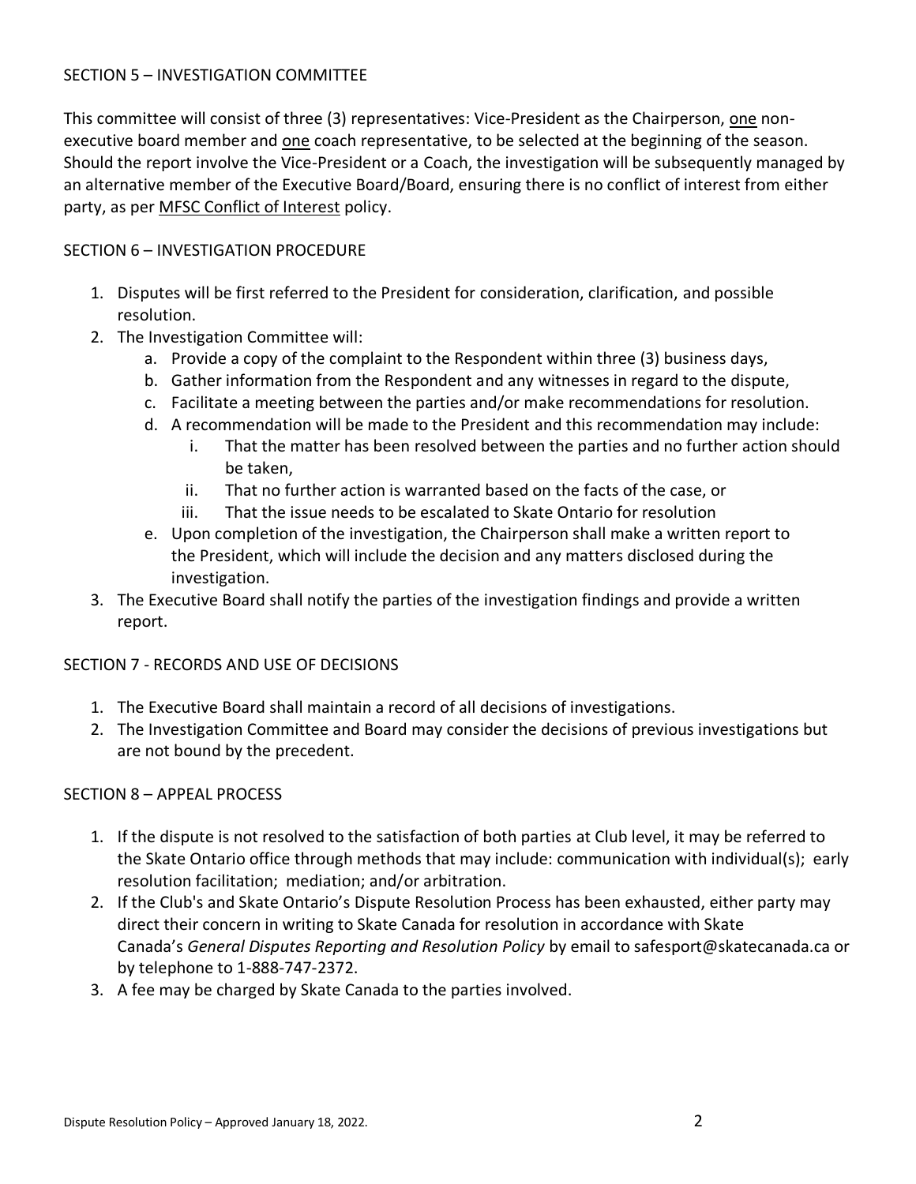## SECTION 5 – INVESTIGATION COMMITTEE

This committee will consist of three (3) representatives: Vice-President as the Chairperson, one non-executive board member and one coach representative, to be selected at the beginning of the season. Should the report involve the Vice-President or a Coach, the investigation will be subsequently managed by an alternative member of the Executive Board/Board, ensuring there is no conflict of interest from either party, as per MFSC Conflict of Interest policy.

## SECTION 6 – INVESTIGATION PROCEDURE

1. Disputes will be first referred to the President for consideration, clarification, and possible resolution.
2. The Investigation Committee will:
   a. Provide a copy of the complaint to the Respondent within three (3) business days,
   b. Gather information from the Respondent and any witnesses in regard to the dispute,
   c. Facilitate a meeting between the parties and/or make recommendations for resolution.
   d. A recommendation will be made to the President and this recommendation may include:
      i. That the matter has been resolved between the parties and no further action should be taken,
      ii. That no further action is warranted based on the facts of the case, or
      iii. That the issue needs to be escalated to Skate Ontario for resolution
   e. Upon completion of the investigation, the Chairperson shall make a written report to the President, which will include the decision and any matters disclosed during the investigation.
3. The Executive Board shall notify the parties of the investigation findings and provide a written report.

## SECTION 7 - RECORDS AND USE OF DECISIONS

1. The Executive Board shall maintain a record of all decisions of investigations.
2. The Investigation Committee and Board may consider the decisions of previous investigations but are not bound by the precedent.

## SECTION 8 – APPEAL PROCESS

1. If the dispute is not resolved to the satisfaction of both parties at Club level, it may be referred to the Skate Ontario office through methods that may include: communication with individual(s); early resolution facilitation; mediation; and/or arbitration.
2. If the Club's and Skate Ontario's Dispute Resolution Process has been exhausted, either party may direct their concern in writing to Skate Canada for resolution in accordance with Skate Canada's *General Disputes Reporting and Resolution Policy* by email to safesport@skatecanada.ca or by telephone to 1-888-747-2372.
3. A fee may be charged by Skate Canada to the parties involved.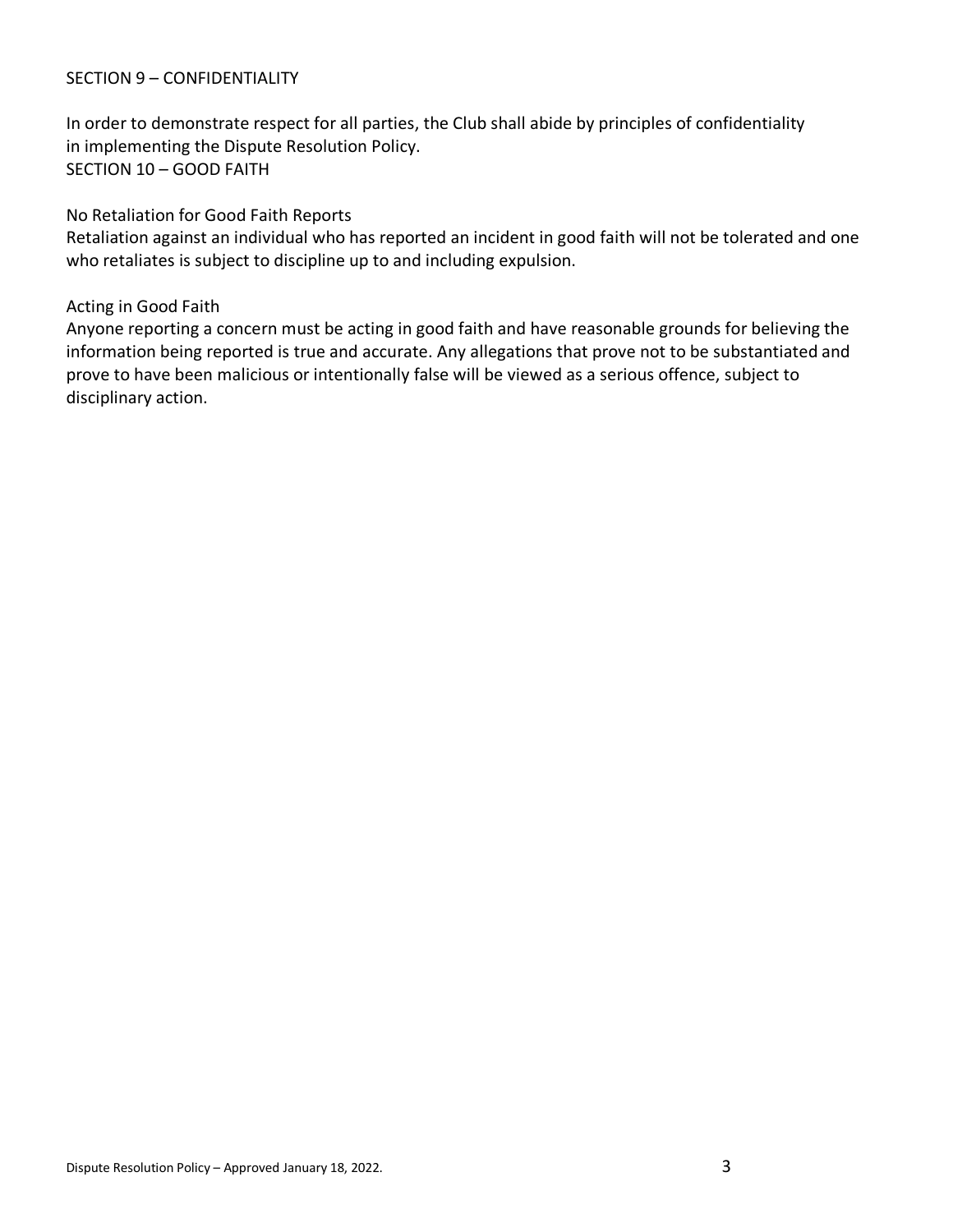## SECTION 9 – CONFIDENTIALITY

In order to demonstrate respect for all parties, the Club shall abide by principles of confidentiality in implementing the Dispute Resolution Policy.

## SECTION 10 – GOOD FAITH

### No Retaliation for Good Faith Reports

Retaliation against an individual who has reported an incident in good faith will not be tolerated and one who retaliates is subject to discipline up to and including expulsion.

### Acting in Good Faith

Anyone reporting a concern must be acting in good faith and have reasonable grounds for believing the information being reported is true and accurate. Any allegations that prove not to be substantiated and prove to have been malicious or intentionally false will be viewed as a serious offence, subject to disciplinary action.